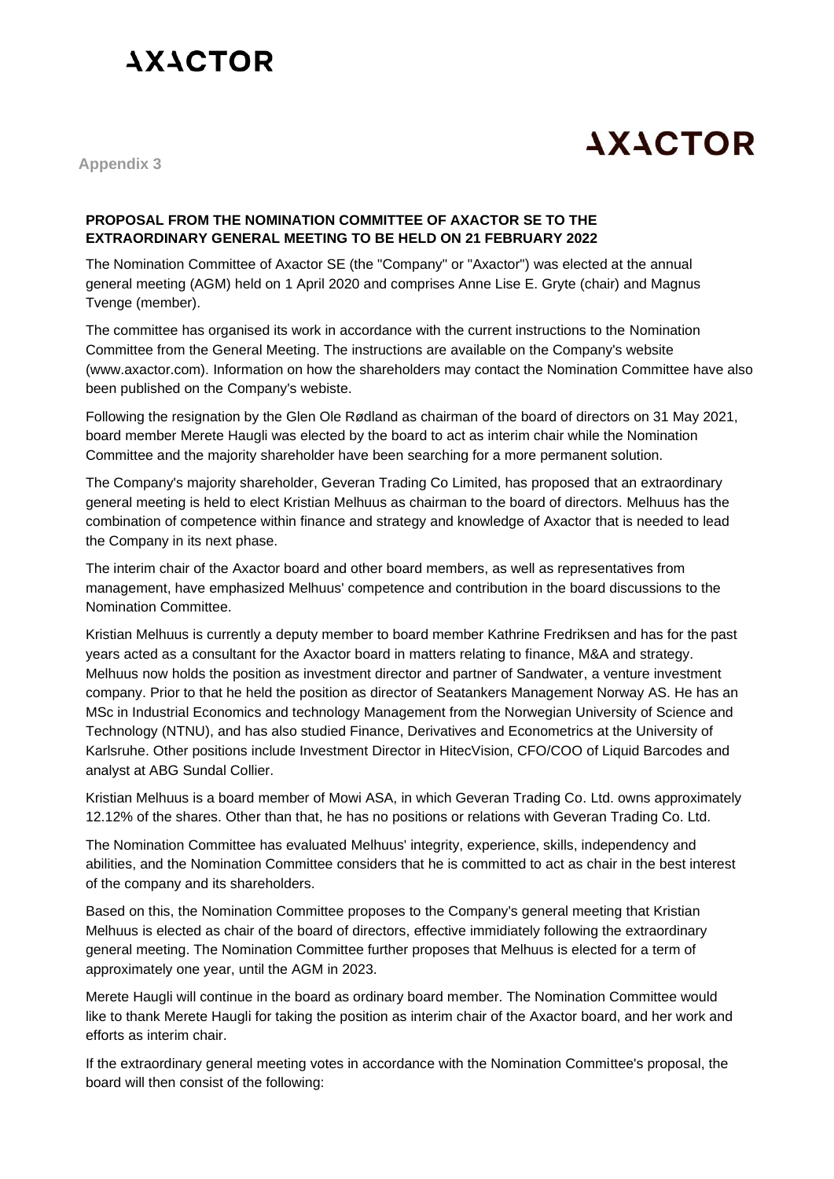AXACTOR

AXACTOR

Appendix 3

**PROPOSAL FROM THE NOMINATION COMMITTEE OF AXACTOR SE TO THE EXTRAORDINARY GENERAL MEETING TO BE HELD ON 21 FEBRUARY 2022**

The Nomination Committee of Axactor SE (the "Company" or "Axactor") was elected at the annual general meeting (AGM) held on 1 April 2020 and comprises Anne Lise E. Gryte (chair) and Magnus Tvenge (member).

The committee has organised its work in accordance with the current instructions to the Nomination Committee from the General Meeting. The instructions are available on the Company's website (www.axactor.com). Information on how the shareholders may contact the Nomination Committee have also been published on the Company's webiste.

Following the resignation by the Glen Ole Rødland as chairman of the board of directors on 31 May 2021, board member Merete Haugli was elected by the board to act as interim chair while the Nomination Committee and the majority shareholder have been searching for a more permanent solution.

The Company's majority shareholder, Geveran Trading Co Limited, has proposed that an extraordinary general meeting is held to elect Kristian Melhuus as chairman to the board of directors. Melhuus has the combination of competence within finance and strategy and knowledge of Axactor that is needed to lead the Company in its next phase.

The interim chair of the Axactor board and other board members, as well as representatives from management, have emphasized Melhuus' competence and contribution in the board discussions to the Nomination Committee.

Kristian Melhuus is currently a deputy member to board member Kathrine Fredriksen and has for the past years acted as a consultant for the Axactor board in matters relating to finance, M&A and strategy. Melhuus now holds the position as investment director and partner of Sandwater, a venture investment company. Prior to that he held the position as director of Seatankers Management Norway AS. He has an MSc in Industrial Economics and technology Management from the Norwegian University of Science and Technology (NTNU), and has also studied Finance, Derivatives and Econometrics at the University of Karlsruhe. Other positions include Investment Director in HitecVision, CFO/COO of Liquid Barcodes and analyst at ABG Sundal Collier.

Kristian Melhuus is a board member of Mowi ASA, in which Geveran Trading Co. Ltd. owns approximately 12.12% of the shares. Other than that, he has no positions or relations with Geveran Trading Co. Ltd.

The Nomination Committee has evaluated Melhuus' integrity, experience, skills, independency and abilities, and the Nomination Committee considers that he is committed to act as chair in the best interest of the company and its shareholders.

Based on this, the Nomination Committee proposes to the Company's general meeting that Kristian Melhuus is elected as chair of the board of directors, effective immidiately following the extraordinary general meeting. The Nomination Committee further proposes that Melhuus is elected for a term of approximately one year, until the AGM in 2023.

Merete Haugli will continue in the board as ordinary board member. The Nomination Committee would like to thank Merete Haugli for taking the position as interim chair of the Axactor board, and her work and efforts as interim chair.

If the extraordinary general meeting votes in accordance with the Nomination Committee's proposal, the board will then consist of the following: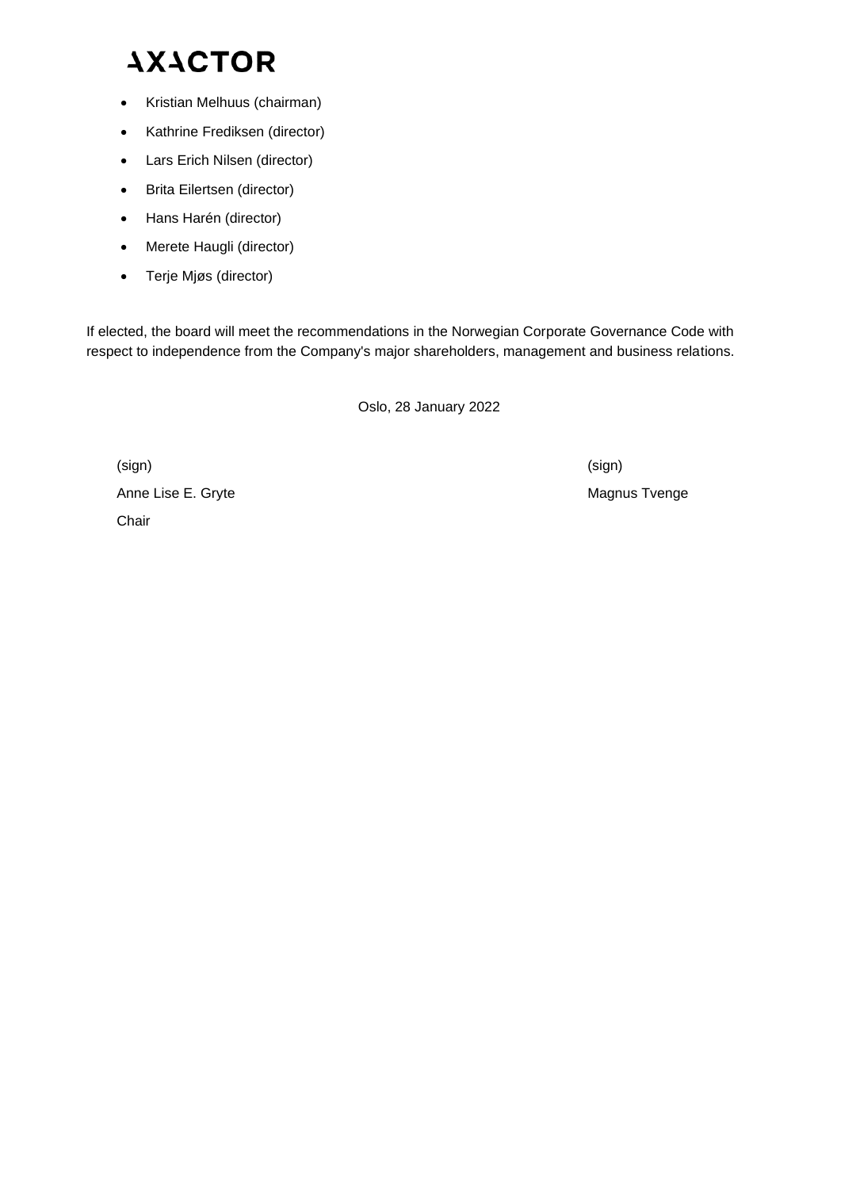- Kristian Melhuus (chairman)
- Kathrine Frediksen (director)
- Lars Erich Nilsen (director)
- Brita Eilertsen (director)
- Hans Harén (director)
- Merete Haugli (director)
- Terje Mjøs (director)

If elected, the board will meet the recommendations in the Norwegian Corporate Governance Code with respect to independence from the Company's major shareholders, management and business relations.

Oslo, 28 January 2022

| | |
|---|---|
| (sign) | (sign) |
| Anne Lise E. Gryte | Magnus Tvenge |
| Chair | |